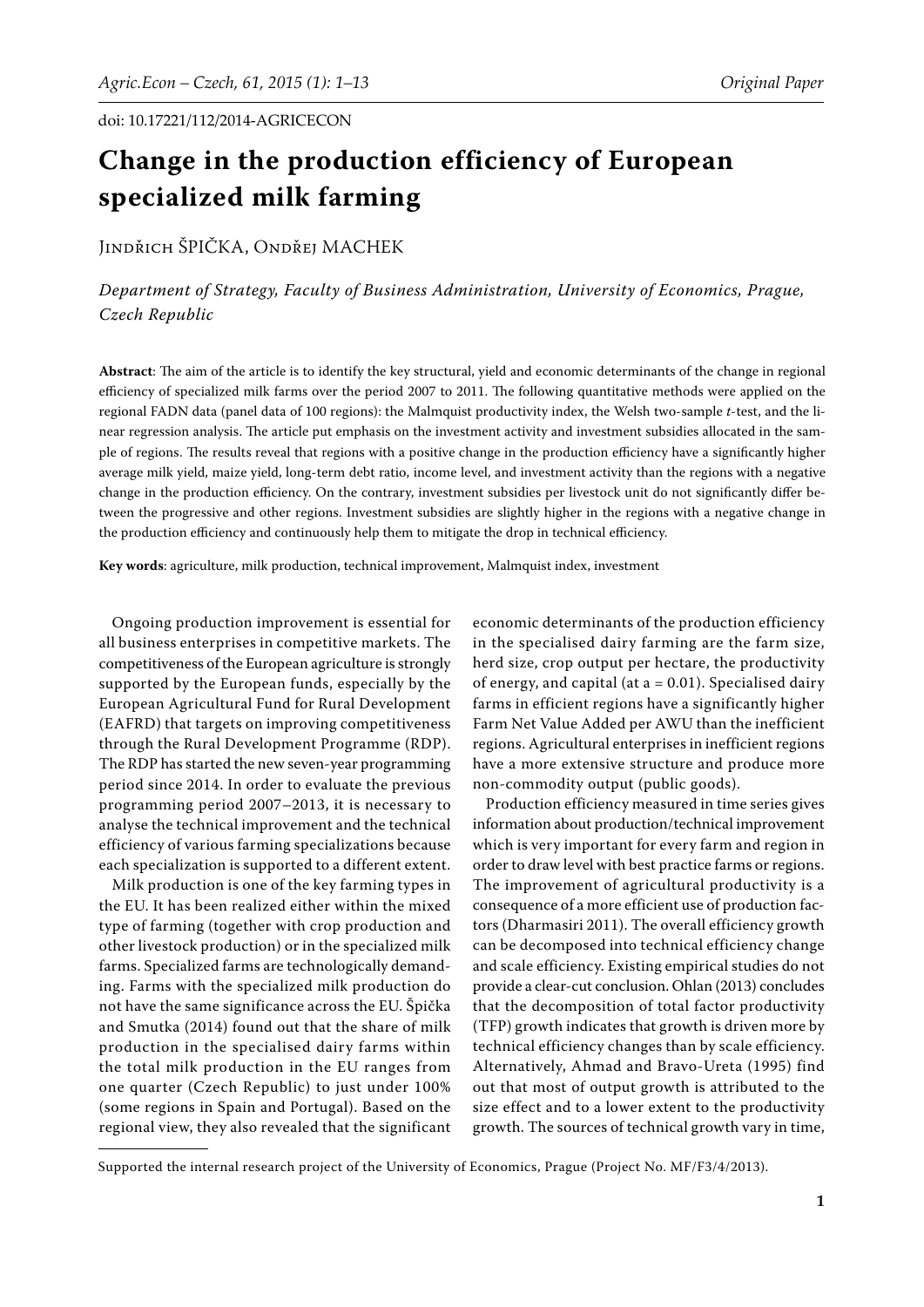doi: 10.17221/112/2014-AGRICECON

# Change in the production efficiency of European specialized milk farming

Jindřich ŠPIČKA, Ondřej MACHEK

*Department of Strategy, Faculty of Business Administration, University of Economics, Prague, Czech Republic*

**Abstract**: The aim of the article is to identify the key structural, yield and economic determinants of the change in regional efficiency of specialized milk farms over the period 2007 to 2011. The following quantitative methods were applied on the regional FADN data (panel data of 100 regions): the Malmquist productivity index, the Welsh two-sample *t*-test, and the linear regression analysis. The article put emphasis on the investment activity and investment subsidies allocated in the sample of regions. The results reveal that regions with a positive change in the production efficiency have a significantly higher average milk yield, maize yield, long-term debt ratio, income level, and investment activity than the regions with a negative change in the production efficiency. On the contrary, investment subsidies per livestock unit do not significantly differ between the progressive and other regions. Investment subsidies are slightly higher in the regions with a negative change in the production efficiency and continuously help them to mitigate the drop in technical efficiency.

**Key words**: agriculture, milk production, technical improvement, Malmquist index, investment

Ongoing production improvement is essential for all business enterprises in competitive markets. The competitiveness of the European agriculture is strongly supported by the European funds, especially by the European Agricultural Fund for Rural Development (EAFRD) that targets on improving competitiveness through the Rural Development Programme (RDP). The RDP has started the new seven-year programming period since 2014. In order to evaluate the previous programming period 2007–2013, it is necessary to analyse the technical improvement and the technical efficiency of various farming specializations because each specialization is supported to a different extent.

Milk production is one of the key farming types in the EU. It has been realized either within the mixed type of farming (together with crop production and other livestock production) or in the specialized milk farms. Specialized farms are technologically demanding. Farms with the specialized milk production do not have the same significance across the EU. Špička and Smutka (2014) found out that the share of milk production in the specialised dairy farms within the total milk production in the EU ranges from one quarter (Czech Republic) to just under 100% (some regions in Spain and Portugal). Based on the regional view, they also revealed that the significant economic determinants of the production efficiency in the specialised dairy farming are the farm size, herd size, crop output per hectare, the productivity of energy, and capital (at a = 0.01). Specialised dairy farms in efficient regions have a significantly higher Farm Net Value Added per AWU than the inefficient regions. Agricultural enterprises in inefficient regions have a more extensive structure and produce more non-commodity output (public goods).

Production efficiency measured in time series gives information about production/technical improvement which is very important for every farm and region in order to draw level with best practice farms or regions. The improvement of agricultural productivity is a consequence of a more efficient use of production factors (Dharmasiri 2011). The overall efficiency growth can be decomposed into technical efficiency change and scale efficiency. Existing empirical studies do not provide a clear-cut conclusion. Ohlan (2013) concludes that the decomposition of total factor productivity (TFP) growth indicates that growth is driven more by technical efficiency changes than by scale efficiency. Alternatively, Ahmad and Bravo-Ureta (1995) find out that most of output growth is attributed to the size effect and to a lower extent to the productivity growth. The sources of technical growth vary in time,

Supported the internal research project of the University of Economics, Prague (Project No. MF/F3/4/2013).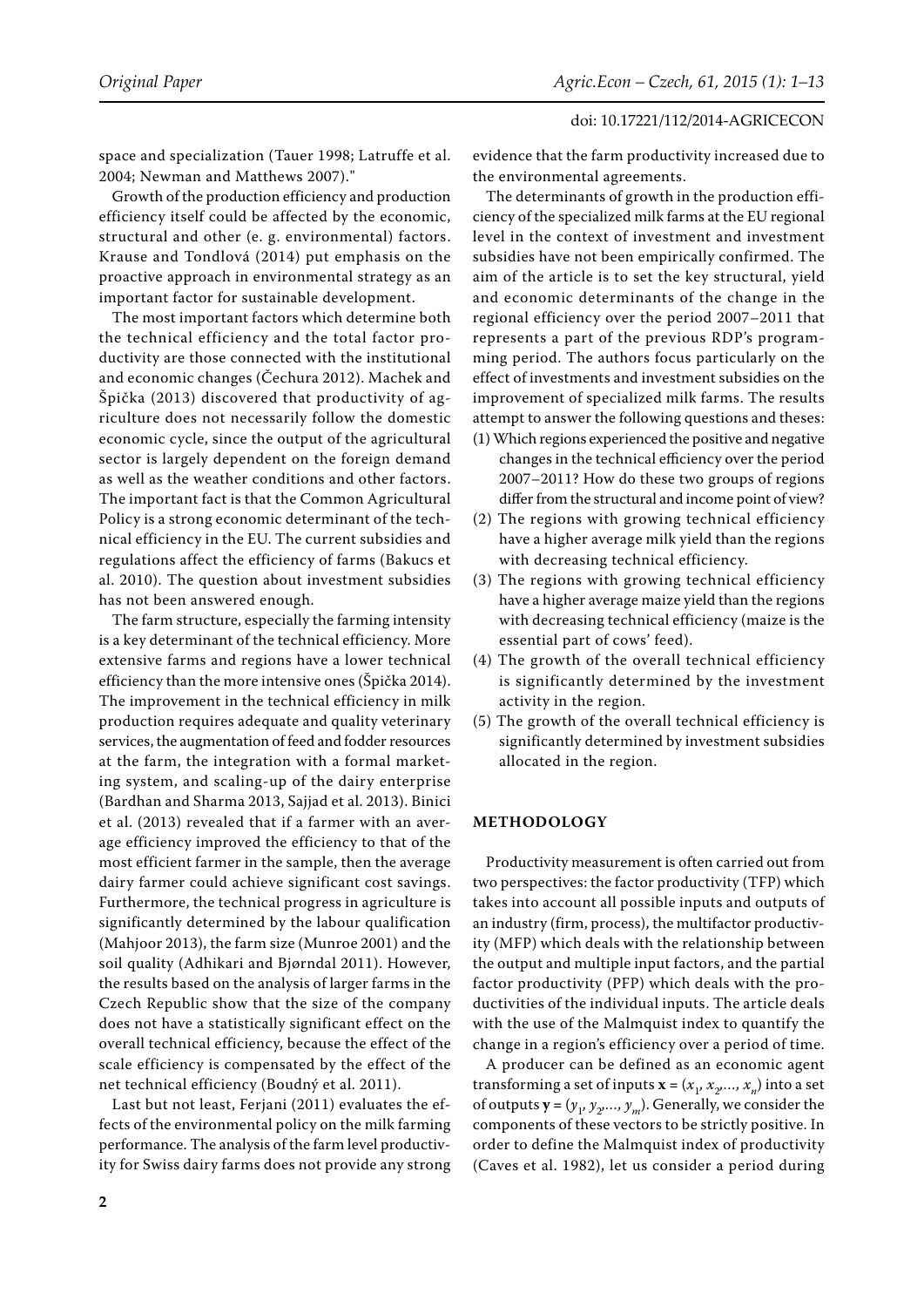space and specialization (Tauer 1998; Latruffe et al. 2004; Newman and Matthews 2007)."

Growth of the production efficiency and production efficiency itself could be affected by the economic, structural and other (e. g. environmental) factors. Krause and Tondlová (2014) put emphasis on the proactive approach in environmental strategy as an important factor for sustainable development.

The most important factors which determine both the technical efficiency and the total factor productivity are those connected with the institutional and economic changes (Čechura 2012). Machek and Špička (2013) discovered that productivity of agriculture does not necessarily follow the domestic economic cycle, since the output of the agricultural sector is largely dependent on the foreign demand as well as the weather conditions and other factors. The important fact is that the Common Agricultural Policy is a strong economic determinant of the technical efficiency in the EU. The current subsidies and regulations affect the efficiency of farms (Bakucs et al. 2010). The question about investment subsidies has not been answered enough.

The farm structure, especially the farming intensity is a key determinant of the technical efficiency. More extensive farms and regions have a lower technical efficiency than the more intensive ones (Špička 2014). The improvement in the technical efficiency in milk production requires adequate and quality veterinary services, the augmentation of feed and fodder resources at the farm, the integration with a formal marketing system, and scaling-up of the dairy enterprise (Bardhan and Sharma 2013, Sajjad et al. 2013). Binici et al. (2013) revealed that if a farmer with an average efficiency improved the efficiency to that of the most efficient farmer in the sample, then the average dairy farmer could achieve significant cost savings. Furthermore, the technical progress in agriculture is significantly determined by the labour qualification (Mahjoor 2013), the farm size (Munroe 2001) and the soil quality (Adhikari and Bjørndal 2011). However, the results based on the analysis of larger farms in the Czech Republic show that the size of the company does not have a statistically significant effect on the overall technical efficiency, because the effect of the scale efficiency is compensated by the effect of the net technical efficiency (Boudný et al. 2011).

Last but not least, Ferjani (2011) evaluates the effects of the environmental policy on the milk farming performance. The analysis of the farm level productivity for Swiss dairy farms does not provide any strong evidence that the farm productivity increased due to the environmental agreements.

The determinants of growth in the production efficiency of the specialized milk farms at the EU regional level in the context of investment and investment subsidies have not been empirically confirmed. The aim of the article is to set the key structural, yield and economic determinants of the change in the regional efficiency over the period 2007–2011 that represents a part of the previous RDP's programming period. The authors focus particularly on the effect of investments and investment subsidies on the improvement of specialized milk farms. The results attempt to answer the following questions and theses:

(1) Which regions experienced the positive and negative changes in the technical efficiency over the period 2007–2011? How do these two groups of regions differ from the structural and income point of view?
(2) The regions with growing technical efficiency have a higher average milk yield than the regions with decreasing technical efficiency.
(3) The regions with growing technical efficiency have a higher average maize yield than the regions with decreasing technical efficiency (maize is the essential part of cows' feed).
(4) The growth of the overall technical efficiency is significantly determined by the investment activity in the region.
(5) The growth of the overall technical efficiency is significantly determined by investment subsidies allocated in the region.

## METHODOLOGY

Productivity measurement is often carried out from two perspectives: the factor productivity (TFP) which takes into account all possible inputs and outputs of an industry (firm, process), the multifactor productivity (MFP) which deals with the relationship between the output and multiple input factors, and the partial factor productivity (PFP) which deals with the productivities of the individual inputs. The article deals with the use of the Malmquist index to quantify the change in a region's efficiency over a period of time.

A producer can be defined as an economic agent transforming a set of inputs $\mathbf{x} = (x_1, x_2, ..., x_n)$ into a set of outputs $\mathbf{y} = (y_1, y_2, ..., y_m)$. Generally, we consider the components of these vectors to be strictly positive. In order to define the Malmquist index of productivity (Caves et al. 1982), let us consider a period during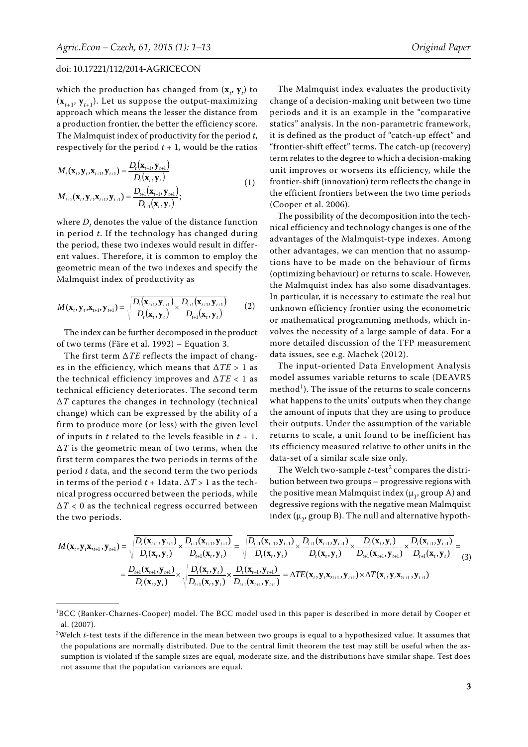which the production has changed from $(\mathbf{x}_t, \mathbf{y}_t)$ to $(\mathbf{x}_{t+1}, \mathbf{y}_{t+1})$. Let us suppose the output-maximizing approach which means the lesser the distance from a production frontier, the better the efficiency score. The Malmquist index of productivity for the period $t$, respectively for the period $t + 1$, would be the ratios

$$
\begin{aligned}
M_t(\mathbf{x}_t, \mathbf{y}_t, \mathbf{x}_{t+1}, \mathbf{y}_{t+1}) &= \frac{D_t(\mathbf{x}_{t+1}, \mathbf{y}_{t+1})}{D_t(\mathbf{x}_t, \mathbf{y}_t)} \\
M_{t+1}(\mathbf{x}_t, \mathbf{y}_t, \mathbf{x}_{t+1}, \mathbf{y}_{t+1}) &= \frac{D_{t+1}(\mathbf{x}_{t+1}, \mathbf{y}_{t+1})}{D_{t+1}(\mathbf{x}_t, \mathbf{y}_t)};
\end{aligned} \tag{1}
$$

where $D_t$ denotes the value of the distance function in period $t$. If the technology has changed during the period, these two indexes would result in different values. Therefore, it is common to employ the geometric mean of the two indexes and specify the Malmquist index of productivity as

$$
M(\mathbf{x}_t, \mathbf{y}_t, \mathbf{x}_{t+1}, \mathbf{y}_{t+1}) = \sqrt{\frac{D_t(\mathbf{x}_{t+1}, \mathbf{y}_{t+1})}{D_t(\mathbf{x}_t, \mathbf{y}_t)} \times \frac{D_{t+1}(\mathbf{x}_{t+1}, \mathbf{y}_{t+1})}{D_{t+1}(\mathbf{x}_t, \mathbf{y}_t)}} \tag{2}
$$

The index can be further decomposed in the product of two terms (Färe et al. 1992) – Equation 3.

The first term $\Delta TE$ reflects the impact of changes in the efficiency, which means that $\Delta TE > 1$ as the technical efficiency improves and $\Delta TE < 1$ as technical efficiency deteriorates. The second term $\Delta T$ captures the changes in technology (technical change) which can be expressed by the ability of a firm to produce more (or less) with the given level of inputs in $t$ related to the levels feasible in $t + 1$. $\Delta T$ is the geometric mean of two terms, when the first term compares the two periods in terms of the period $t$ data, and the second term the two periods in terms of the period $t + 1$data. $\Delta T > 1$ as the technical progress occurred between the periods, while $\Delta T < 0$ as the technical regress occurred between the two periods.

The Malmquist index evaluates the productivity change of a decision-making unit between two time periods and it is an example in the "comparative statics" analysis. In the non-parametric framework, it is defined as the product of "catch-up effect" and "frontier-shift effect" terms. The catch-up (recovery) term relates to the degree to which a decision-making unit improves or worsens its efficiency, while the frontier-shift (innovation) term reflects the change in the efficient frontiers between the two time periods (Cooper et al. 2006).

The possibility of the decomposition into the technical efficiency and technology changes is one of the advantages of the Malmquist-type indexes. Among other advantages, we can mention that no assumptions have to be made on the behaviour of firms (optimizing behaviour) or returns to scale. However, the Malmquist index has also some disadvantages. In particular, it is necessary to estimate the real but unknown efficiency frontier using the econometric or mathematical programming methods, which involves the necessity of a large sample of data. For a more detailed discussion of the TFP measurement data issues, see e.g. Machek (2012).

The input-oriented Data Envelopment Analysis model assumes variable returns to scale (DEAVRS method[1]). The issue of the returns to scale concerns what happens to the units' outputs when they change the amount of inputs that they are using to produce their outputs. Under the assumption of the variable returns to scale, a unit found to be inefficient has its efficiency measured relative to other units in the data-set of a similar scale size only.

The Welch two-sample $t$-test[2] compares the distribution between two groups – progressive regions with the positive mean Malmquist index ($\mu_1$, group A) and degressive regions with the negative mean Malmquist index ($\mu_2$, group B). The null and alternative hypoth-

$$
\begin{aligned}
M(\mathbf{x}_t, \mathbf{y}_t \mathbf{x}_{t+1}, \mathbf{y}_{t+1}) &= \sqrt{\frac{D_t(\mathbf{x}_{t+1}, \mathbf{y}_{t+1})}{D_t(\mathbf{x}_t, \mathbf{y}_t)} \times \frac{D_{t+1}(\mathbf{x}_{t+1}, \mathbf{y}_{t+1})}{D_{t+1}(\mathbf{x}_t, \mathbf{y}_t)}} = \sqrt{\frac{D_{t+1}(\mathbf{x}_{t+1}, \mathbf{y}_{t+1})}{D_t(\mathbf{x}_t, \mathbf{y}_t)} \times \frac{D_{t+1}(\mathbf{x}_{t+1}, \mathbf{y}_{t+1})}{D_t(\mathbf{x}_t, \mathbf{y}_t)} \times \frac{D_t(\mathbf{x}_t, \mathbf{y}_t)}{D_{t+1}(\mathbf{x}_{t+1}, \mathbf{y}_{t+1})} \times \frac{D_t(\mathbf{x}_{t+1}, \mathbf{y}_{t+1})}{D_{t+1}(\mathbf{x}_t, \mathbf{y}_t)}} = \\
&= \frac{D_{t+1}(\mathbf{x}_{t+1}, \mathbf{y}_{t+1})}{D_t(\mathbf{x}_t, \mathbf{y}_t)} \times \sqrt{\frac{D_t(\mathbf{x}_t, \mathbf{y}_t)}{D_{t+1}(\mathbf{x}_t, \mathbf{y}_t)} \times \frac{D_t(\mathbf{x}_{t+1}, \mathbf{y}_{t+1})}{D_{t+1}(\mathbf{x}_{t+1}, \mathbf{y}_{t+1})}} = \Delta TE(\mathbf{x}_t, \mathbf{y}_t \mathbf{x}_{t+1}, \mathbf{y}_{t+1}) \times \Delta T(\mathbf{x}_t, \mathbf{y}_t \mathbf{x}_{t+1}, \mathbf{y}_{t+1})
\end{aligned} \tag{3}
$$

---

[1]BCC (Banker-Charnes-Cooper) model. The BCC model used in this paper is described in more detail by Cooper et al. (2007).

[2]Welch $t$-test tests if the difference in the mean between two groups is equal to a hypothesized value. It assumes that the populations are normally distributed. Due to the central limit theorem the test may still be useful when the assumption is violated if the sample sizes are equal, moderate size, and the distributions have similar shape. Test does not assume that the population variances are equal.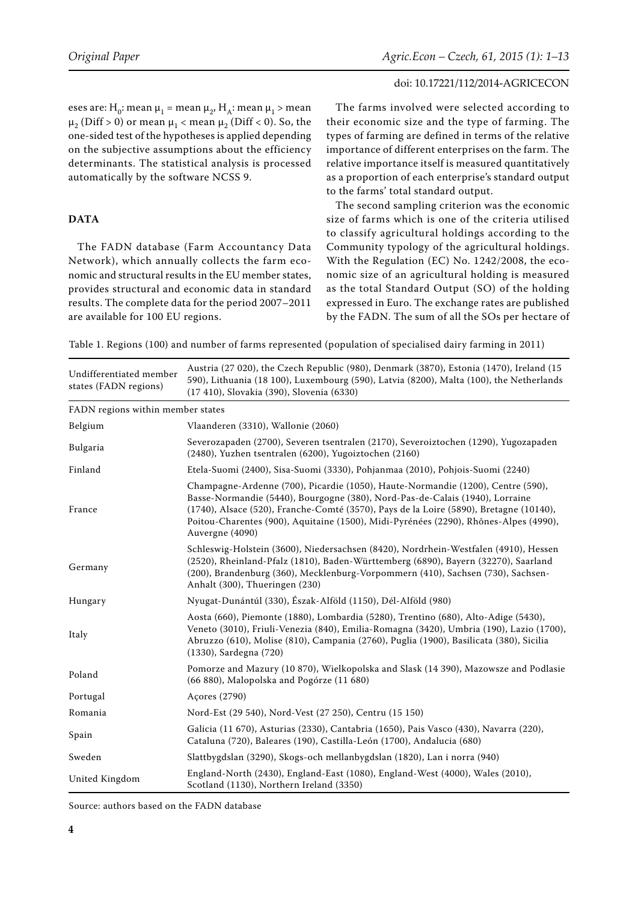eses are: $H_0$: mean $\mu_1$ = mean $\mu_2$, $H_A$: mean $\mu_1$ > mean $\mu_2$ (Diff > 0) or mean $\mu_1$ < mean $\mu_2$ (Diff < 0). So, the one-sided test of the hypotheses is applied depending on the subjective assumptions about the efficiency determinants. The statistical analysis is processed automatically by the software NCSS 9.

## DATA

The FADN database (Farm Accountancy Data Network), which annually collects the farm economic and structural results in the EU member states, provides structural and economic data in standard results. The complete data for the period 2007–2011 are available for 100 EU regions.

The farms involved were selected according to their economic size and the type of farming. The types of farming are defined in terms of the relative importance of different enterprises on the farm. The relative importance itself is measured quantitatively as a proportion of each enterprise's standard output to the farms' total standard output.

The second sampling criterion was the economic size of farms which is one of the criteria utilised to classify agricultural holdings according to the Community typology of the agricultural holdings. With the Regulation (EC) No. 1242/2008, the economic size of an agricultural holding is measured as the total Standard Output (SO) of the holding expressed in Euro. The exchange rates are published by the FADN. The sum of all the SOs per hectare of

Table 1. Regions (100) and number of farms represented (population of specialised dairy farming in 2011)

| Undifferentiated member states (FADN regions) | Austria (27 020), the Czech Republic (980), Denmark (3870), Estonia (1470), Ireland (15 590), Lithuania (18 100), Luxembourg (590), Latvia (8200), Malta (100), the Netherlands (17 410), Slovakia (390), Slovenia (6330) |
|---|---|
| FADN regions within member states | |
| Belgium | Vlaanderen (3310), Wallonie (2060) |
| Bulgaria | Severozapaden (2700), Severen tsentralen (2170), Severoiztochen (1290), Yugozapaden (2480), Yuzhen tsentralen (6200), Yugoiztochen (2160) |
| Finland | Etela-Suomi (2400), Sisa-Suomi (3330), Pohjanmaa (2010), Pohjois-Suomi (2240) |
| France | Champagne-Ardenne (700), Picardie (1050), Haute-Normandie (1200), Centre (590), Basse-Normandie (5440), Bourgogne (380), Nord-Pas-de-Calais (1940), Lorraine (1740), Alsace (520), Franche-Comté (3570), Pays de la Loire (5890), Bretagne (10140), Poitou-Charentes (900), Aquitaine (1500), Midi-Pyrénées (2290), Rhônes-Alpes (4990), Auvergne (4090) |
| Germany | Schleswig-Holstein (3600), Niedersachsen (8420), Nordrhein-Westfalen (4910), Hessen (2520), Rheinland-Pfalz (1810), Baden-Württemberg (6890), Bayern (32270), Saarland (200), Brandenburg (360), Mecklenburg-Vorpommern (410), Sachsen (730), Sachsen-Anhalt (300), Thueringen (230) |
| Hungary | Nyugat-Dunántúl (330), Észak-Alföld (1150), Dél-Alföld (980) |
| Italy | Aosta (660), Piemonte (1880), Lombardia (5280), Trentino (680), Alto-Adige (5430), Veneto (3010), Friuli-Venezia (840), Emilia-Romagna (3420), Umbria (190), Lazio (1700), Abruzzo (610), Molise (810), Campania (2760), Puglia (1900), Basilicata (380), Sicilia (1330), Sardegna (720) |
| Poland | Pomorze and Mazury (10 870), Wielkopolska and Slask (14 390), Mazowsze and Podlasie (66 880), Malopolska and Pogórze (11 680) |
| Portugal | Açores (2790) |
| Romania | Nord-Est (29 540), Nord-Vest (27 250), Centru (15 150) |
| Spain | Galicia (11 670), Asturias (2330), Cantabria (1650), Pais Vasco (430), Navarra (220), Cataluna (720), Baleares (190), Castilla-León (1700), Andalucia (680) |
| Sweden | Slattbygdslan (3290), Skogs-och mellanbygdslan (1820), Lan i norra (940) |
| United Kingdom | England-North (2430), England-East (1080), England-West (4000), Wales (2010), Scotland (1130), Northern Ireland (3350) |

Source: authors based on the FADN database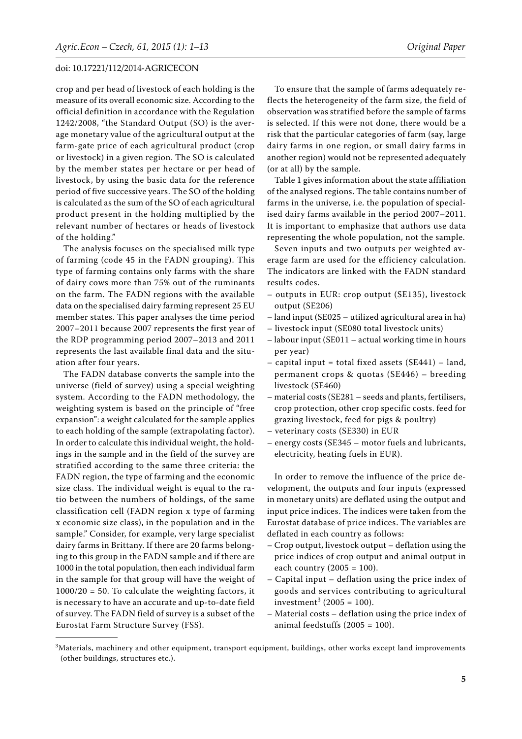crop and per head of livestock of each holding is the measure of its overall economic size. According to the official definition in accordance with the Regulation 1242/2008, "the Standard Output (SO) is the average monetary value of the agricultural output at the farm-gate price of each agricultural product (crop or livestock) in a given region. The SO is calculated by the member states per hectare or per head of livestock, by using the basic data for the reference period of five successive years. The SO of the holding is calculated as the sum of the SO of each agricultural product present in the holding multiplied by the relevant number of hectares or heads of livestock of the holding."

The analysis focuses on the specialised milk type of farming (code 45 in the FADN grouping). This type of farming contains only farms with the share of dairy cows more than 75% out of the ruminants on the farm. The FADN regions with the available data on the specialised dairy farming represent 25 EU member states. This paper analyses the time period 2007–2011 because 2007 represents the first year of the RDP programming period 2007–2013 and 2011 represents the last available final data and the situation after four years.

The FADN database converts the sample into the universe (field of survey) using a special weighting system. According to the FADN methodology, the weighting system is based on the principle of "free expansion": a weight calculated for the sample applies to each holding of the sample (extrapolating factor). In order to calculate this individual weight, the holdings in the sample and in the field of the survey are stratified according to the same three criteria: the FADN region, the type of farming and the economic size class. The individual weight is equal to the ratio between the numbers of holdings, of the same classification cell (FADN region x type of farming x economic size class), in the population and in the sample." Consider, for example, very large specialist dairy farms in Brittany. If there are 20 farms belonging to this group in the FADN sample and if there are 1000 in the total population, then each individual farm in the sample for that group will have the weight of 1000/20 = 50. To calculate the weighting factors, it is necessary to have an accurate and up-to-date field of survey. The FADN field of survey is a subset of the Eurostat Farm Structure Survey (FSS).

To ensure that the sample of farms adequately reflects the heterogeneity of the farm size, the field of observation was stratified before the sample of farms is selected. If this were not done, there would be a risk that the particular categories of farm (say, large dairy farms in one region, or small dairy farms in another region) would not be represented adequately (or at all) by the sample.

Table 1 gives information about the state affiliation of the analysed regions. The table contains number of farms in the universe, i.e. the population of specialised dairy farms available in the period 2007–2011. It is important to emphasize that authors use data representing the whole population, not the sample.

Seven inputs and two outputs per weighted average farm are used for the efficiency calculation. The indicators are linked with the FADN standard results codes.

- outputs in EUR: crop output (SE135), livestock output (SE206)
- land input (SE025 – utilized agricultural area in ha)
- livestock input (SE080 total livestock units)
- labour input (SE011 – actual working time in hours per year)
- capital input = total fixed assets (SE441) – land, permanent crops & quotas (SE446) – breeding livestock (SE460)
- material costs (SE281 – seeds and plants, fertilisers, crop protection, other crop specific costs. feed for grazing livestock, feed for pigs & poultry)
- veterinary costs (SE330) in EUR
- energy costs (SE345 – motor fuels and lubricants, electricity, heating fuels in EUR).

In order to remove the influence of the price development, the outputs and four inputs (expressed in monetary units) are deflated using the output and input price indices. The indices were taken from the Eurostat database of price indices. The variables are deflated in each country as follows:

- Crop output, livestock output – deflation using the price indices of crop output and animal output in each country (2005 = 100).
- Capital input – deflation using the price index of goods and services contributing to agricultural investment[3] (2005 = 100).
- Material costs – deflation using the price index of animal feedstuffs (2005 = 100).

[3]Materials, machinery and other equipment, transport equipment, buildings, other works except land improvements (other buildings, structures etc.).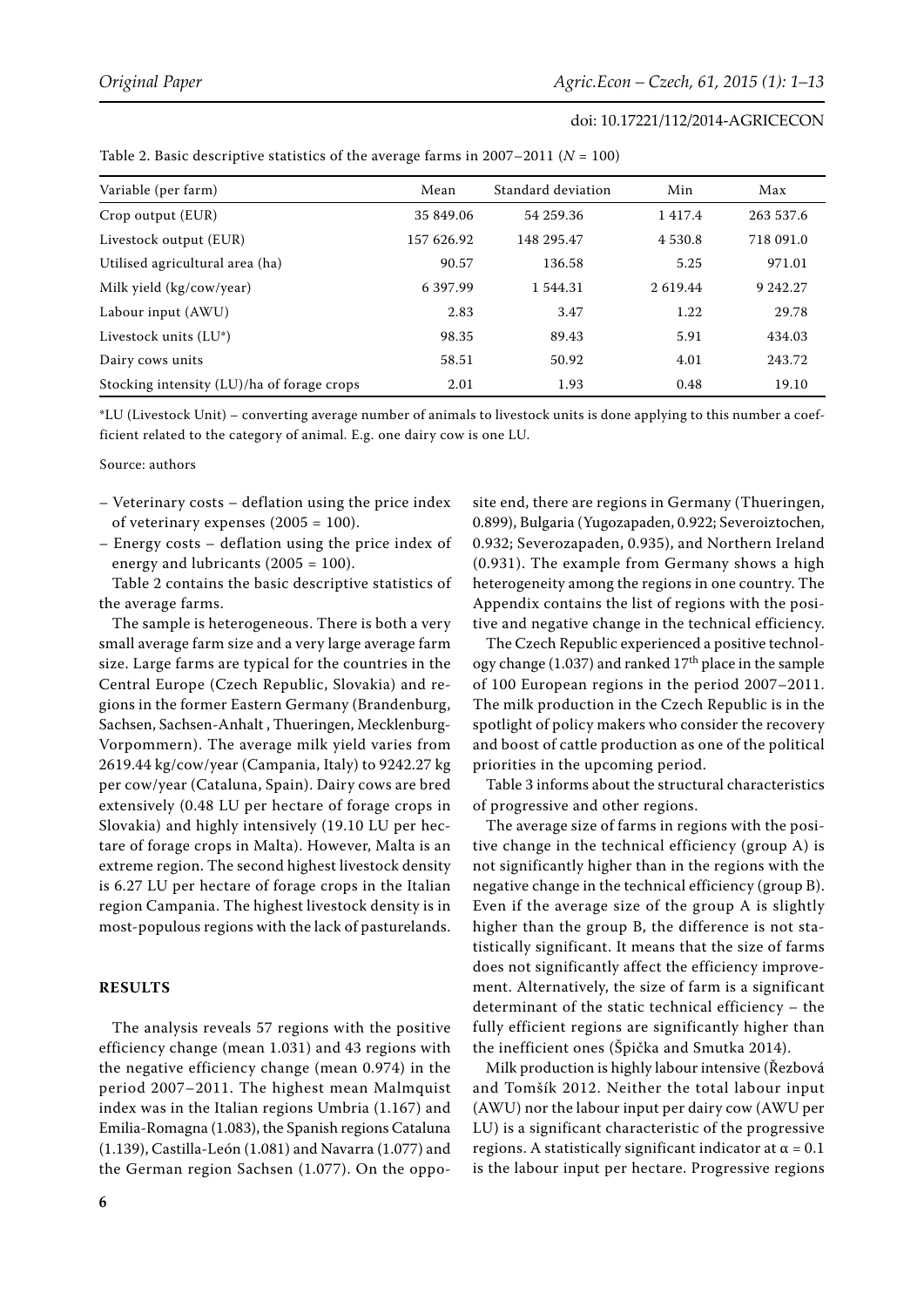Table 2. Basic descriptive statistics of the average farms in 2007–2011 ($N$ = 100)

| Variable (per farm) | Mean | Standard deviation | Min | Max |
|---|---|---|---|---|
| Crop output (EUR) | 35 849.06 | 54 259.36 | 1 417.4 | 263 537.6 |
| Livestock output (EUR) | 157 626.92 | 148 295.47 | 4 530.8 | 718 091.0 |
| Utilised agricultural area (ha) | 90.57 | 136.58 | 5.25 | 971.01 |
| Milk yield (kg/cow/year) | 6 397.99 | 1 544.31 | 2 619.44 | 9 242.27 |
| Labour input (AWU) | 2.83 | 3.47 | 1.22 | 29.78 |
| Livestock units (LU*) | 98.35 | 89.43 | 5.91 | 434.03 |
| Dairy cows units | 58.51 | 50.92 | 4.01 | 243.72 |
| Stocking intensity (LU)/ha of forage crops | 2.01 | 1.93 | 0.48 | 19.10 |

*LU (Livestock Unit) – converting average number of animals to livestock units is done applying to this number a coefficient related to the category of animal. E.g. one dairy cow is one LU.

Source: authors

- Veterinary costs – deflation using the price index of veterinary expenses (2005 = 100).
- Energy costs – deflation using the price index of energy and lubricants (2005 = 100).

Table 2 contains the basic descriptive statistics of the average farms.

The sample is heterogeneous. There is both a very small average farm size and a very large average farm size. Large farms are typical for the countries in the Central Europe (Czech Republic, Slovakia) and regions in the former Eastern Germany (Brandenburg, Sachsen, Sachsen-Anhalt , Thueringen, Mecklenburg-Vorpommern). The average milk yield varies from 2619.44 kg/cow/year (Campania, Italy) to 9242.27 kg per cow/year (Cataluna, Spain). Dairy cows are bred extensively (0.48 LU per hectare of forage crops in Slovakia) and highly intensively (19.10 LU per hectare of forage crops in Malta). However, Malta is an extreme region. The second highest livestock density is 6.27 LU per hectare of forage crops in the Italian region Campania. The highest livestock density is in most-populous regions with the lack of pasturelands.

## RESULTS

The analysis reveals 57 regions with the positive efficiency change (mean 1.031) and 43 regions with the negative efficiency change (mean 0.974) in the period 2007–2011. The highest mean Malmquist index was in the Italian regions Umbria (1.167) and Emilia-Romagna (1.083), the Spanish regions Cataluna (1.139), Castilla-León (1.081) and Navarra (1.077) and the German region Sachsen (1.077). On the opposite end, there are regions in Germany (Thueringen, 0.899), Bulgaria (Yugozapaden, 0.922; Severoiztochen, 0.932; Severozapaden, 0.935), and Northern Ireland (0.931). The example from Germany shows a high heterogeneity among the regions in one country. The Appendix contains the list of regions with the positive and negative change in the technical efficiency.

The Czech Republic experienced a positive technology change (1.037) and ranked 17th place in the sample of 100 European regions in the period 2007–2011. The milk production in the Czech Republic is in the spotlight of policy makers who consider the recovery and boost of cattle production as one of the political priorities in the upcoming period.

Table 3 informs about the structural characteristics of progressive and other regions.

The average size of farms in regions with the positive change in the technical efficiency (group A) is not significantly higher than in the regions with the negative change in the technical efficiency (group B). Even if the average size of the group A is slightly higher than the group B, the difference is not statistically significant. It means that the size of farms does not significantly affect the efficiency improvement. Alternatively, the size of farm is a significant determinant of the static technical efficiency – the fully efficient regions are significantly higher than the inefficient ones (Špička and Smutka 2014).

Milk production is highly labour intensive (Řezbová and Tomšík 2012. Neither the total labour input (AWU) nor the labour input per dairy cow (AWU per LU) is a significant characteristic of the progressive regions. A statistically significant indicator at $\alpha = 0.1$ is the labour input per hectare. Progressive regions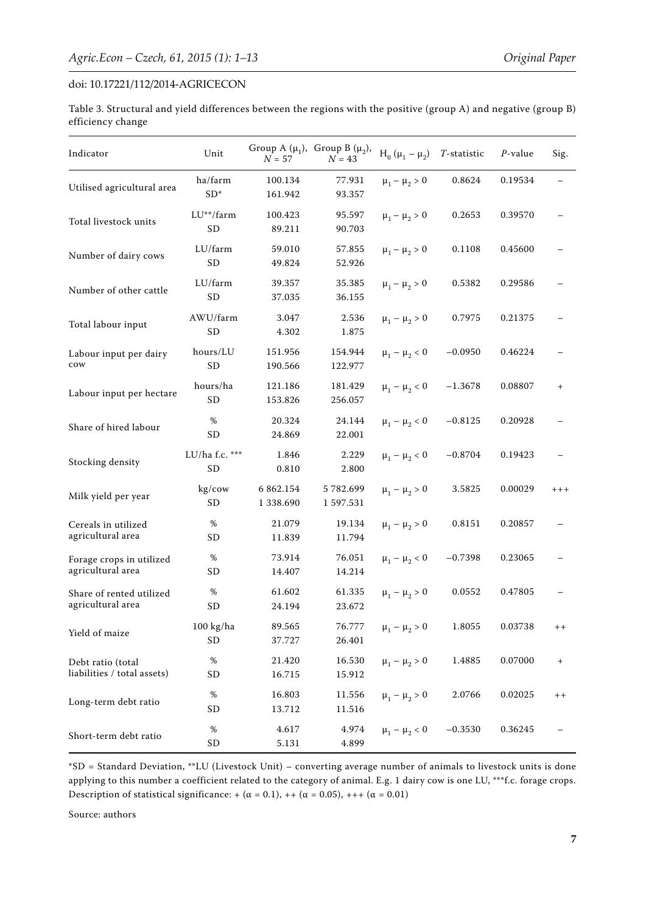doi: 10.17221/112/2014-AGRICECON

Table 3. Structural and yield differences between the regions with the positive (group A) and negative (group B) efficiency change

| Indicator | Unit | Group A ($\mu_1$), $N = 57$ | Group B ($\mu_2$), $N = 43$ | $H_0$ ($\mu_1 - \mu_2$) | $T$-statistic | $P$-value | Sig. |
|---|---|---|---|---|---|---|---|
| Utilised agricultural area | ha/farm | 100.134 | 77.931 | $\mu_1 - \mu_2 > 0$ | 0.8624 | 0.19534 | – |
| | SD* | 161.942 | 93.357 | | | | |
| Total livestock units | LU**/farm | 100.423 | 95.597 | $\mu_1 - \mu_2 > 0$ | 0.2653 | 0.39570 | – |
| | SD | 89.211 | 90.703 | | | | |
| Number of dairy cows | LU/farm | 59.010 | 57.855 | $\mu_1 - \mu_2 > 0$ | 0.1108 | 0.45600 | – |
| | SD | 49.824 | 52.926 | | | | |
| Number of other cattle | LU/farm | 39.357 | 35.385 | $\mu_1 - \mu_2 > 0$ | 0.5382 | 0.29586 | – |
| | SD | 37.035 | 36.155 | | | | |
| Total labour input | AWU/farm | 3.047 | 2.536 | $\mu_1 - \mu_2 > 0$ | 0.7975 | 0.21375 | – |
| | SD | 4.302 | 1.875 | | | | |
| Labour input per dairy cow | hours/LU | 151.956 | 154.944 | $\mu_1 - \mu_2 < 0$ | −0.0950 | 0.46224 | – |
| | SD | 190.566 | 122.977 | | | | |
| Labour input per hectare | hours/ha | 121.186 | 181.429 | $\mu_1 - \mu_2 < 0$ | −1.3678 | 0.08807 | + |
| | SD | 153.826 | 256.057 | | | | |
| Share of hired labour | % | 20.324 | 24.144 | $\mu_1 - \mu_2 < 0$ | −0.8125 | 0.20928 | – |
| | SD | 24.869 | 22.001 | | | | |
| Stocking density | LU/ha f.c. *** | 1.846 | 2.229 | $\mu_1 - \mu_2 < 0$ | −0.8704 | 0.19423 | – |
| | SD | 0.810 | 2.800 | | | | |
| Milk yield per year | kg/cow | 6 862.154 | 5 782.699 | $\mu_1 - \mu_2 > 0$ | 3.5825 | 0.00029 | +++ |
| | SD | 1 338.690 | 1 597.531 | | | | |
| Cereals in utilized agricultural area | % | 21.079 | 19.134 | $\mu_1 - \mu_2 > 0$ | 0.8151 | 0.20857 | – |
| | SD | 11.839 | 11.794 | | | | |
| Forage crops in utilized agricultural area | % | 73.914 | 76.051 | $\mu_1 - \mu_2 < 0$ | −0.7398 | 0.23065 | – |
| | SD | 14.407 | 14.214 | | | | |
| Share of rented utilized agricultural area | % | 61.602 | 61.335 | $\mu_1 - \mu_2 > 0$ | 0.0552 | 0.47805 | – |
| | SD | 24.194 | 23.672 | | | | |
| Yield of maize | 100 kg/ha | 89.565 | 76.777 | $\mu_1 - \mu_2 > 0$ | 1.8055 | 0.03738 | ++ |
| | SD | 37.727 | 26.401 | | | | |
| Debt ratio (total liabilities / total assets) | % | 21.420 | 16.530 | $\mu_1 - \mu_2 > 0$ | 1.4885 | 0.07000 | + |
| | SD | 16.715 | 15.912 | | | | |
| Long-term debt ratio | % | 16.803 | 11.556 | $\mu_1 - \mu_2 > 0$ | 2.0766 | 0.02025 | ++ |
| | SD | 13.712 | 11.516 | | | | |
| Short-term debt ratio | % | 4.617 | 4.974 | $\mu_1 - \mu_2 < 0$ | −0.3530 | 0.36245 | – |
| | SD | 5.131 | 4.899 | | | | |

*SD = Standard Deviation, **LU (Livestock Unit) – converting average number of animals to livestock units is done applying to this number a coefficient related to the category of animal. E.g. 1 dairy cow is one LU, ***f.c. forage crops. Description of statistical significance: + ($\alpha = 0.1$), ++ ($\alpha = 0.05$), +++ ($\alpha = 0.01$)

Source: authors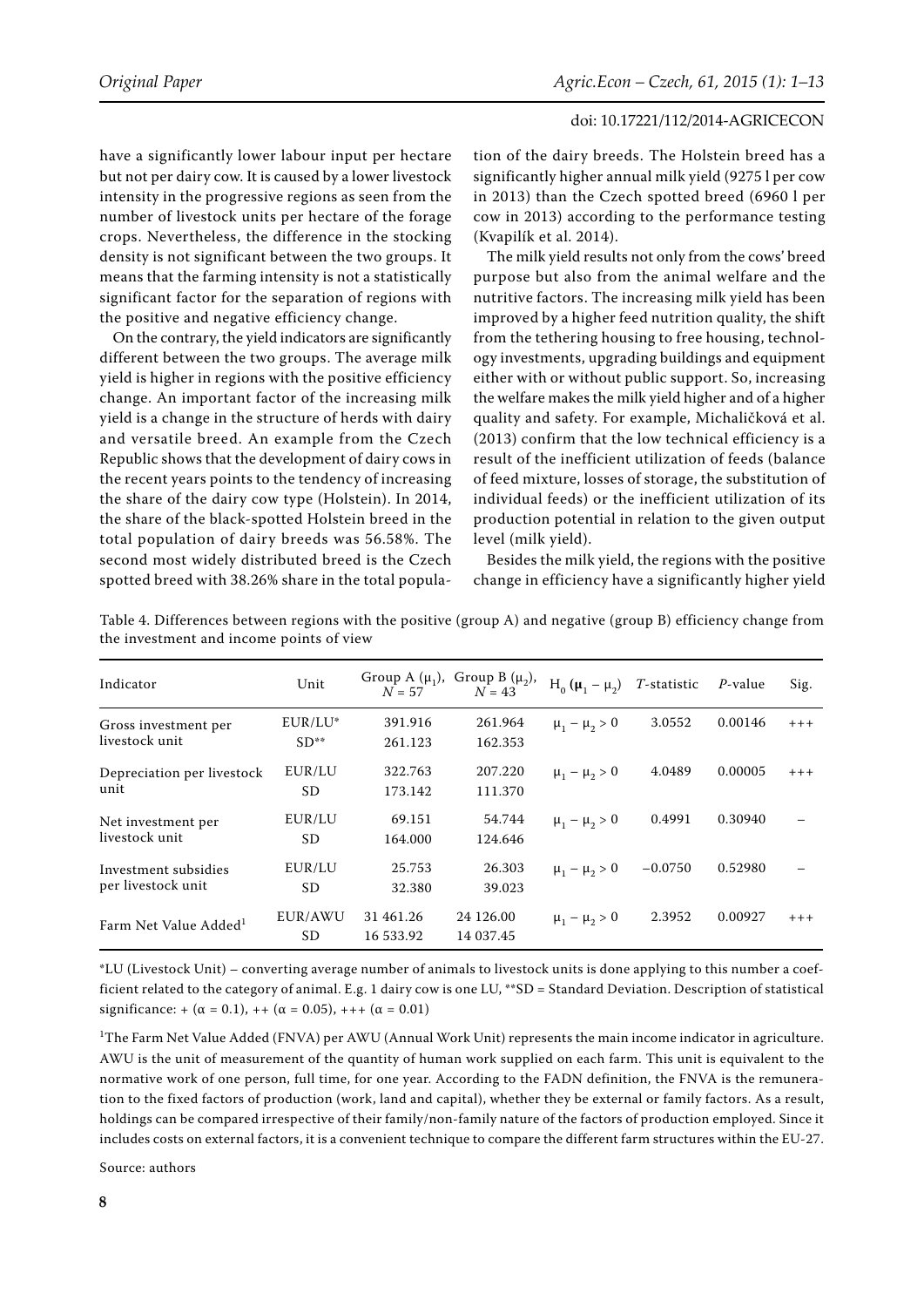have a significantly lower labour input per hectare but not per dairy cow. It is caused by a lower livestock intensity in the progressive regions as seen from the number of livestock units per hectare of the forage crops. Nevertheless, the difference in the stocking density is not significant between the two groups. It means that the farming intensity is not a statistically significant factor for the separation of regions with the positive and negative efficiency change.

On the contrary, the yield indicators are significantly different between the two groups. The average milk yield is higher in regions with the positive efficiency change. An important factor of the increasing milk yield is a change in the structure of herds with dairy and versatile breed. An example from the Czech Republic shows that the development of dairy cows in the recent years points to the tendency of increasing the share of the dairy cow type (Holstein). In 2014, the share of the black-spotted Holstein breed in the total population of dairy breeds was 56.58%. The second most widely distributed breed is the Czech spotted breed with 38.26% share in the total population of the dairy breeds. The Holstein breed has a significantly higher annual milk yield (9275 l per cow in 2013) than the Czech spotted breed (6960 l per cow in 2013) according to the performance testing (Kvapilík et al. 2014).

The milk yield results not only from the cows' breed purpose but also from the animal welfare and the nutritive factors. The increasing milk yield has been improved by a higher feed nutrition quality, the shift from the tethering housing to free housing, technology investments, upgrading buildings and equipment either with or without public support. So, increasing the welfare makes the milk yield higher and of a higher quality and safety. For example, Michaličková et al. (2013) confirm that the low technical efficiency is a result of the inefficient utilization of feeds (balance of feed mixture, losses of storage, the substitution of individual feeds) or the inefficient utilization of its production potential in relation to the given output level (milk yield).

Besides the milk yield, the regions with the positive change in efficiency have a significantly higher yield

Table 4. Differences between regions with the positive (group A) and negative (group B) efficiency change from the investment and income points of view

| Indicator | Unit | Group A ($\mu_1$), $N = 57$ | Group B ($\mu_2$), $N = 43$ | $H_0$ ($\boldsymbol{\mu}_1 - \mu_2$) | $T$-statistic | $P$-value | Sig. |
|---|---|---|---|---|---|---|---|
| Gross investment per livestock unit | EUR/LU* | 391.916 | 261.964 | $\mu_1 - \mu_2 > 0$ | 3.0552 | 0.00146 | +++ |
| | SD** | 261.123 | 162.353 | | | | |
| Depreciation per livestock unit | EUR/LU | 322.763 | 207.220 | $\mu_1 - \mu_2 > 0$ | 4.0489 | 0.00005 | +++ |
| | SD | 173.142 | 111.370 | | | | |
| Net investment per livestock unit | EUR/LU | 69.151 | 54.744 | $\mu_1 - \mu_2 > 0$ | 0.4991 | 0.30940 | – |
| | SD | 164.000 | 124.646 | | | | |
| Investment subsidies per livestock unit | EUR/LU | 25.753 | 26.303 | $\mu_1 - \mu_2 > 0$ | −0.0750 | 0.52980 | – |
| | SD | 32.380 | 39.023 | | | | |
| Farm Net Value Added[1] | EUR/AWU | 31 461.26 | 24 126.00 | $\mu_1 - \mu_2 > 0$ | 2.3952 | 0.00927 | +++ |
| | SD | 16 533.92 | 14 037.45 | | | | |

*LU (Livestock Unit) – converting average number of animals to livestock units is done applying to this number a coefficient related to the category of animal. E.g. 1 dairy cow is one LU, **SD = Standard Deviation. Description of statistical significance: + ($\alpha$ = 0.1), ++ ($\alpha$ = 0.05), +++ ($\alpha$ = 0.01)

[1]The Farm Net Value Added (FNVA) per AWU (Annual Work Unit) represents the main income indicator in agriculture. AWU is the unit of measurement of the quantity of human work supplied on each farm. This unit is equivalent to the normative work of one person, full time, for one year. According to the FADN definition, the FNVA is the remuneration to the fixed factors of production (work, land and capital), whether they be external or family factors. As a result, holdings can be compared irrespective of their family/non-family nature of the factors of production employed. Since it includes costs on external factors, it is a convenient technique to compare the different farm structures within the EU-27.

Source: authors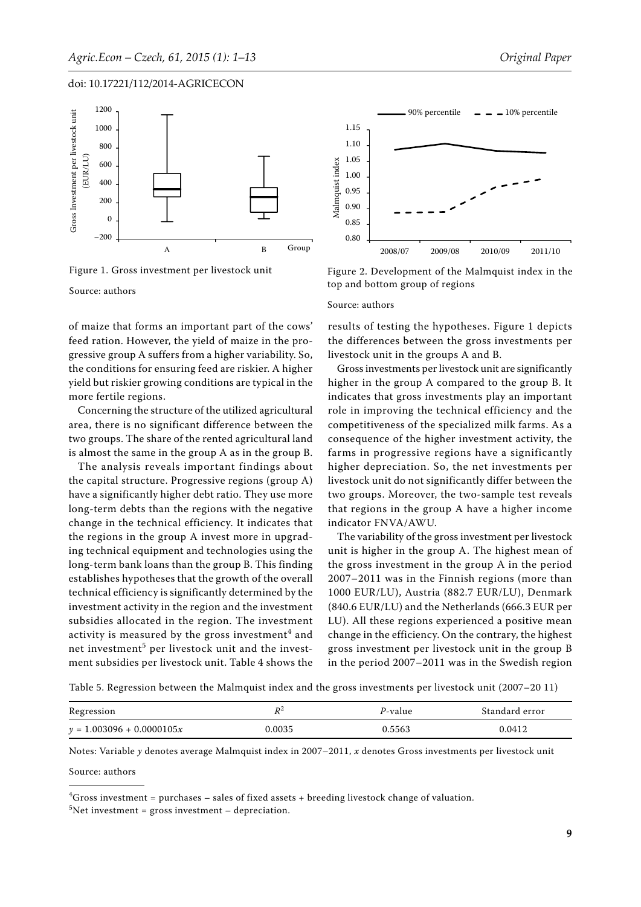Figure 1. Gross investment per livestock unit

Source: authors

Figure 2. Development of the Malmquist index in the top and bottom group of regions

Source: authors

of maize that forms an important part of the cows' feed ration. However, the yield of maize in the progressive group A suffers from a higher variability. So, the conditions for ensuring feed are riskier. A higher yield but riskier growing conditions are typical in the more fertile regions.

Concerning the structure of the utilized agricultural area, there is no significant difference between the two groups. The share of the rented agricultural land is almost the same in the group A as in the group B.

The analysis reveals important findings about the capital structure. Progressive regions (group A) have a significantly higher debt ratio. They use more long-term debts than the regions with the negative change in the technical efficiency. It indicates that the regions in the group A invest more in upgrading technical equipment and technologies using the long-term bank loans than the group B. This finding establishes hypotheses that the growth of the overall technical efficiency is significantly determined by the investment activity in the region and the investment subsidies allocated in the region. The investment activity is measured by the gross investment[4] and net investment[5] per livestock unit and the investment subsidies per livestock unit. Table 4 shows the results of testing the hypotheses. Figure 1 depicts the differences between the gross investments per livestock unit in the groups A and B.

Gross investments per livestock unit are significantly higher in the group A compared to the group B. It indicates that gross investments play an important role in improving the technical efficiency and the competitiveness of the specialized milk farms. As a consequence of the higher investment activity, the farms in progressive regions have a significantly higher depreciation. So, the net investments per livestock unit do not significantly differ between the two groups. Moreover, the two-sample test reveals that regions in the group A have a higher income indicator FNVA/AWU.

The variability of the gross investment per livestock unit is higher in the group A. The highest mean of the gross investment in the group A in the period 2007–2011 was in the Finnish regions (more than 1000 EUR/LU), Austria (882.7 EUR/LU), Denmark (840.6 EUR/LU) and the Netherlands (666.3 EUR per LU). All these regions experienced a positive mean change in the efficiency. On the contrary, the highest gross investment per livestock unit in the group B in the period 2007–2011 was in the Swedish region

Table 5. Regression between the Malmquist index and the gross investments per livestock unit (2007–20 11)

| Regression | $R^2$ | *P*-value | Standard error |
|---|---|---|---|
| $y = 1.003096 + 0.0000105x$ | 0.0035 | 0.5563 | 0.0412 |

Notes: Variable $y$ denotes average Malmquist index in 2007–2011, $x$ denotes Gross investments per livestock unit

Source: authors

[4]Gross investment = purchases – sales of fixed assets + breeding livestock change of valuation.

[5]Net investment = gross investment – depreciation.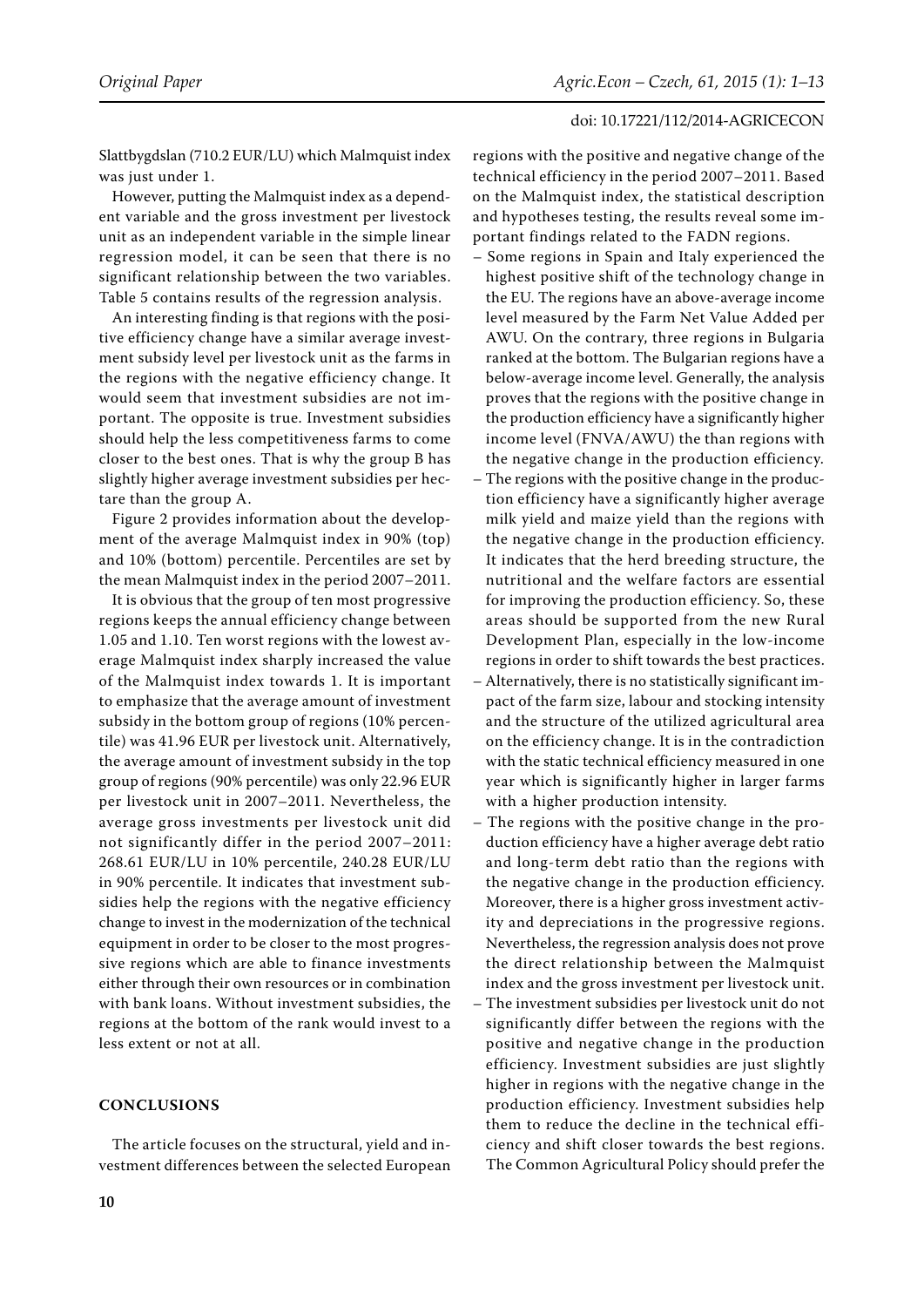Slattbygdslan (710.2 EUR/LU) which Malmquist index was just under 1.

However, putting the Malmquist index as a dependent variable and the gross investment per livestock unit as an independent variable in the simple linear regression model, it can be seen that there is no significant relationship between the two variables. Table 5 contains results of the regression analysis.

An interesting finding is that regions with the positive efficiency change have a similar average investment subsidy level per livestock unit as the farms in the regions with the negative efficiency change. It would seem that investment subsidies are not important. The opposite is true. Investment subsidies should help the less competitiveness farms to come closer to the best ones. That is why the group B has slightly higher average investment subsidies per hectare than the group A.

Figure 2 provides information about the development of the average Malmquist index in 90% (top) and 10% (bottom) percentile. Percentiles are set by the mean Malmquist index in the period 2007–2011.

It is obvious that the group of ten most progressive regions keeps the annual efficiency change between 1.05 and 1.10. Ten worst regions with the lowest average Malmquist index sharply increased the value of the Malmquist index towards 1. It is important to emphasize that the average amount of investment subsidy in the bottom group of regions (10% percentile) was 41.96 EUR per livestock unit. Alternatively, the average amount of investment subsidy in the top group of regions (90% percentile) was only 22.96 EUR per livestock unit in 2007–2011. Nevertheless, the average gross investments per livestock unit did not significantly differ in the period 2007–2011: 268.61 EUR/LU in 10% percentile, 240.28 EUR/LU in 90% percentile. It indicates that investment subsidies help the regions with the negative efficiency change to invest in the modernization of the technical equipment in order to be closer to the most progressive regions which are able to finance investments either through their own resources or in combination with bank loans. Without investment subsidies, the regions at the bottom of the rank would invest to a less extent or not at all.

## CONCLUSIONS

The article focuses on the structural, yield and investment differences between the selected European regions with the positive and negative change of the technical efficiency in the period 2007–2011. Based on the Malmquist index, the statistical description and hypotheses testing, the results reveal some important findings related to the FADN regions.

- Some regions in Spain and Italy experienced the highest positive shift of the technology change in the EU. The regions have an above-average income level measured by the Farm Net Value Added per AWU. On the contrary, three regions in Bulgaria ranked at the bottom. The Bulgarian regions have a below-average income level. Generally, the analysis proves that the regions with the positive change in the production efficiency have a significantly higher income level (FNVA/AWU) the than regions with the negative change in the production efficiency.
- The regions with the positive change in the production efficiency have a significantly higher average milk yield and maize yield than the regions with the negative change in the production efficiency. It indicates that the herd breeding structure, the nutritional and the welfare factors are essential for improving the production efficiency. So, these areas should be supported from the new Rural Development Plan, especially in the low-income regions in order to shift towards the best practices.
- Alternatively, there is no statistically significant impact of the farm size, labour and stocking intensity and the structure of the utilized agricultural area on the efficiency change. It is in the contradiction with the static technical efficiency measured in one year which is significantly higher in larger farms with a higher production intensity.
- The regions with the positive change in the production efficiency have a higher average debt ratio and long-term debt ratio than the regions with the negative change in the production efficiency. Moreover, there is a higher gross investment activity and depreciations in the progressive regions. Nevertheless, the regression analysis does not prove the direct relationship between the Malmquist index and the gross investment per livestock unit.
- The investment subsidies per livestock unit do not significantly differ between the regions with the positive and negative change in the production efficiency. Investment subsidies are just slightly higher in regions with the negative change in the production efficiency. Investment subsidies help them to reduce the decline in the technical efficiency and shift closer towards the best regions. The Common Agricultural Policy should prefer the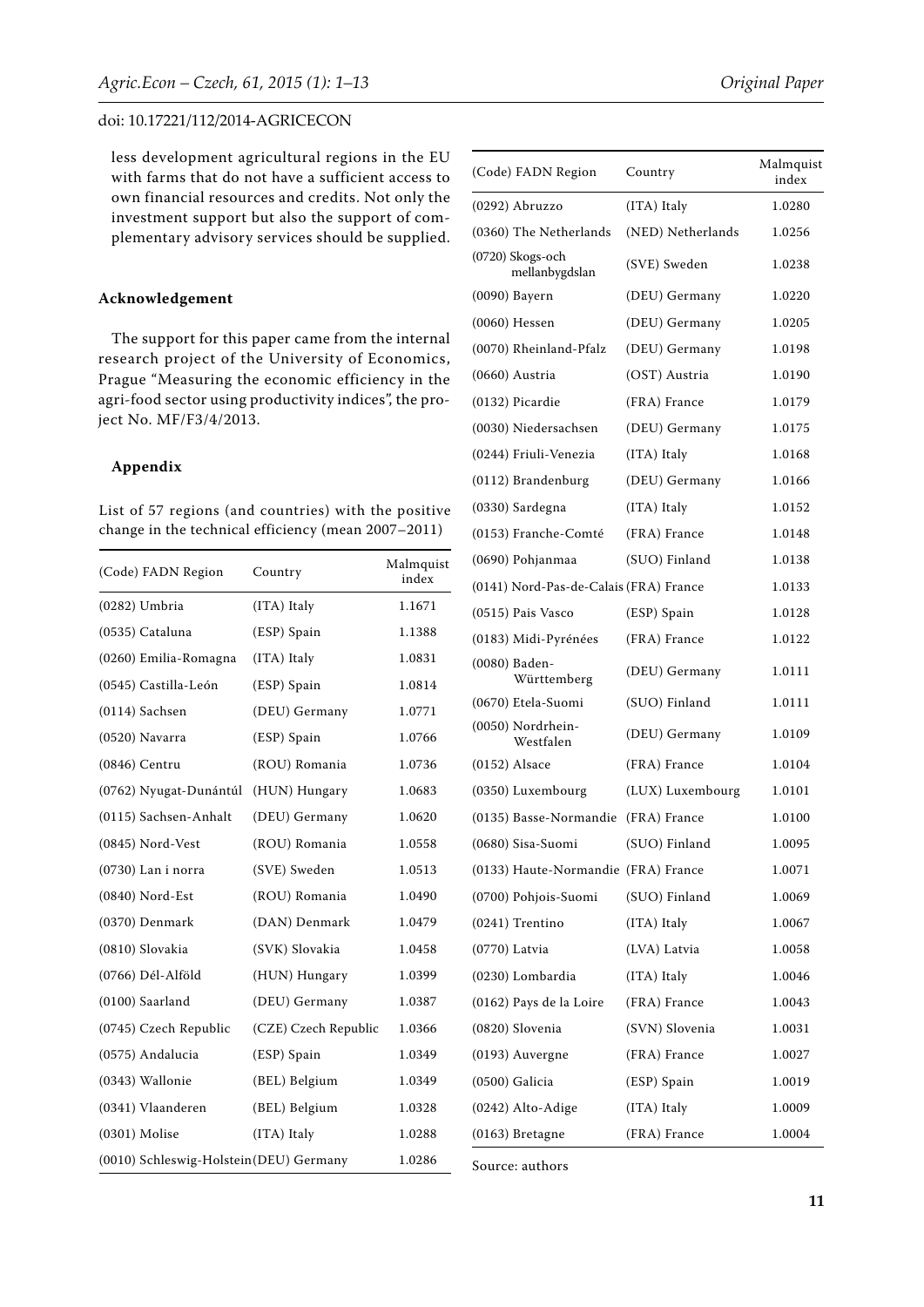less development agricultural regions in the EU with farms that do not have a sufficient access to own financial resources and credits. Not only the investment support but also the support of complementary advisory services should be supplied.

**Acknowledgement**

The support for this paper came from the internal research project of the University of Economics, Prague "Measuring the economic efficiency in the agri-food sector using productivity indices", the project No. MF/F3/4/2013.

**Appendix**

List of 57 regions (and countries) with the positive change in the technical efficiency (mean 2007–2011)

| (Code) FADN Region | Country | Malmquist index |
|---|---|---|
| (0282) Umbria | (ITA) Italy | 1.1671 |
| (0535) Cataluna | (ESP) Spain | 1.1388 |
| (0260) Emilia-Romagna | (ITA) Italy | 1.0831 |
| (0545) Castilla-León | (ESP) Spain | 1.0814 |
| (0114) Sachsen | (DEU) Germany | 1.0771 |
| (0520) Navarra | (ESP) Spain | 1.0766 |
| (0846) Centru | (ROU) Romania | 1.0736 |
| (0762) Nyugat-Dunántúl | (HUN) Hungary | 1.0683 |
| (0115) Sachsen-Anhalt | (DEU) Germany | 1.0620 |
| (0845) Nord-Vest | (ROU) Romania | 1.0558 |
| (0730) Lan i norra | (SVE) Sweden | 1.0513 |
| (0840) Nord-Est | (ROU) Romania | 1.0490 |
| (0370) Denmark | (DAN) Denmark | 1.0479 |
| (0810) Slovakia | (SVK) Slovakia | 1.0458 |
| (0766) Dél-Alföld | (HUN) Hungary | 1.0399 |
| (0100) Saarland | (DEU) Germany | 1.0387 |
| (0745) Czech Republic | (CZE) Czech Republic | 1.0366 |
| (0575) Andalucia | (ESP) Spain | 1.0349 |
| (0343) Wallonie | (BEL) Belgium | 1.0349 |
| (0341) Vlaanderen | (BEL) Belgium | 1.0328 |
| (0301) Molise | (ITA) Italy | 1.0288 |
| (0010) Schleswig-Holstein | (DEU) Germany | 1.0286 |
| (0292) Abruzzo | (ITA) Italy | 1.0280 |
| (0360) The Netherlands | (NED) Netherlands | 1.0256 |
| (0720) Skogs-och mellanbygdslan | (SVE) Sweden | 1.0238 |
| (0090) Bayern | (DEU) Germany | 1.0220 |
| (0060) Hessen | (DEU) Germany | 1.0205 |
| (0070) Rheinland-Pfalz | (DEU) Germany | 1.0198 |
| (0660) Austria | (OST) Austria | 1.0190 |
| (0132) Picardie | (FRA) France | 1.0179 |
| (0030) Niedersachsen | (DEU) Germany | 1.0175 |
| (0244) Friuli-Venezia | (ITA) Italy | 1.0168 |
| (0112) Brandenburg | (DEU) Germany | 1.0166 |
| (0330) Sardegna | (ITA) Italy | 1.0152 |
| (0153) Franche-Comté | (FRA) France | 1.0148 |
| (0690) Pohjanmaa | (SUO) Finland | 1.0138 |
| (0141) Nord-Pas-de-Calais | (FRA) France | 1.0133 |
| (0515) Pais Vasco | (ESP) Spain | 1.0128 |
| (0183) Midi-Pyrénées | (FRA) France | 1.0122 |
| (0080) Baden-Württemberg | (DEU) Germany | 1.0111 |
| (0670) Etela-Suomi | (SUO) Finland | 1.0111 |
| (0050) Nordrhein-Westfalen | (DEU) Germany | 1.0109 |
| (0152) Alsace | (FRA) France | 1.0104 |
| (0350) Luxembourg | (LUX) Luxembourg | 1.0101 |
| (0135) Basse-Normandie | (FRA) France | 1.0100 |
| (0680) Sisa-Suomi | (SUO) Finland | 1.0095 |
| (0133) Haute-Normandie | (FRA) France | 1.0071 |
| (0700) Pohjois-Suomi | (SUO) Finland | 1.0069 |
| (0241) Trentino | (ITA) Italy | 1.0067 |
| (0770) Latvia | (LVA) Latvia | 1.0058 |
| (0230) Lombardia | (ITA) Italy | 1.0046 |
| (0162) Pays de la Loire | (FRA) France | 1.0043 |
| (0820) Slovenia | (SVN) Slovenia | 1.0031 |
| (0193) Auvergne | (FRA) France | 1.0027 |
| (0500) Galicia | (ESP) Spain | 1.0019 |
| (0242) Alto-Adige | (ITA) Italy | 1.0009 |
| (0163) Bretagne | (FRA) France | 1.0004 |

Source: authors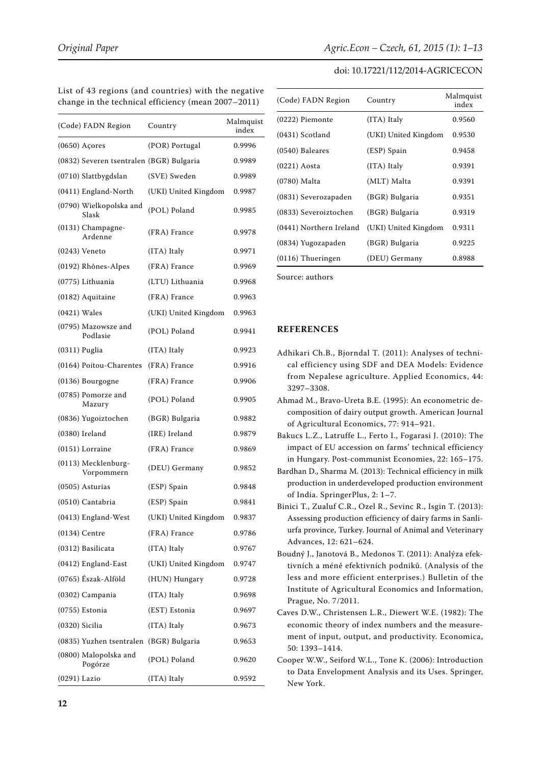List of 43 regions (and countries) with the negative change in the technical efficiency (mean 2007–2011)

| (Code) FADN Region | Country | Malmquist index |
|---|---|---|
| (0650) Açores | (POR) Portugal | 0.9996 |
| (0832) Severen tsentralen | (BGR) Bulgaria | 0.9989 |
| (0710) Slattbygdslan | (SVE) Sweden | 0.9989 |
| (0411) England-North | (UKI) United Kingdom | 0.9987 |
| (0790) Wielkopolska and Slask | (POL) Poland | 0.9985 |
| (0131) Champagne-Ardenne | (FRA) France | 0.9978 |
| (0243) Veneto | (ITA) Italy | 0.9971 |
| (0192) Rhônes-Alpes | (FRA) France | 0.9969 |
| (0775) Lithuania | (LTU) Lithuania | 0.9968 |
| (0182) Aquitaine | (FRA) France | 0.9963 |
| (0421) Wales | (UKI) United Kingdom | 0.9963 |
| (0795) Mazowsze and Podlasie | (POL) Poland | 0.9941 |
| (0311) Puglia | (ITA) Italy | 0.9923 |
| (0164) Poitou-Charentes | (FRA) France | 0.9916 |
| (0136) Bourgogne | (FRA) France | 0.9906 |
| (0785) Pomorze and Mazury | (POL) Poland | 0.9905 |
| (0836) Yugoiztochen | (BGR) Bulgaria | 0.9882 |
| (0380) Ireland | (IRE) Ireland | 0.9879 |
| (0151) Lorraine | (FRA) France | 0.9869 |
| (0113) Mecklenburg-Vorpommern | (DEU) Germany | 0.9852 |
| (0505) Asturias | (ESP) Spain | 0.9848 |
| (0510) Cantabria | (ESP) Spain | 0.9841 |
| (0413) England-West | (UKI) United Kingdom | 0.9837 |
| (0134) Centre | (FRA) France | 0.9786 |
| (0312) Basilicata | (ITA) Italy | 0.9767 |
| (0412) England-East | (UKI) United Kingdom | 0.9747 |
| (0765) Észak-Alföld | (HUN) Hungary | 0.9728 |
| (0302) Campania | (ITA) Italy | 0.9698 |
| (0755) Estonia | (EST) Estonia | 0.9697 |
| (0320) Sicilia | (ITA) Italy | 0.9673 |
| (0835) Yuzhen tsentralen | (BGR) Bulgaria | 0.9653 |
| (0800) Malopolska and Pogórze | (POL) Poland | 0.9620 |
| (0291) Lazio | (ITA) Italy | 0.9592 |
| (0222) Piemonte | (ITA) Italy | 0.9560 |
| (0431) Scotland | (UKI) United Kingdom | 0.9530 |
| (0540) Baleares | (ESP) Spain | 0.9458 |
| (0221) Aosta | (ITA) Italy | 0.9391 |
| (0780) Malta | (MLT) Malta | 0.9391 |
| (0831) Severozapaden | (BGR) Bulgaria | 0.9351 |
| (0833) Severoiztochen | (BGR) Bulgaria | 0.9319 |
| (0441) Northern Ireland | (UKI) United Kingdom | 0.9311 |
| (0834) Yugozapaden | (BGR) Bulgaria | 0.9225 |
| (0116) Thueringen | (DEU) Germany | 0.8988 |

Source: authors

## REFERENCES

Adhikari Ch.B., Bjorndal T. (2011): Analyses of technical efficiency using SDF and DEA Models: Evidence from Nepalese agriculture. Applied Economics, 44: 3297–3308.

Ahmad M., Bravo-Ureta B.E. (1995): An econometric decomposition of dairy output growth. American Journal of Agricultural Economics, 77: 914–921.

Bakucs L.Z., Latruffe L., Ferto I., Fogarasi J. (2010): The impact of EU accession on farms' technical efficiency in Hungary. Post-communist Economies, 22: 165–175.

Bardhan D., Sharma M. (2013): Technical efficiency in milk production in underdeveloped production environment of India. SpringerPlus, 2: 1–7.

Binici T., Zualuf C.R., Ozel R., Sevinc R., Isgin T. (2013): Assessing production efficiency of dairy farms in Sanliurfa province, Turkey. Journal of Animal and Veterinary Advances, 12: 621–624.

Boudný J., Janotová B., Medonos T. (2011): Analýza efektivních a méně efektivních podniků. (Analysis of the less and more efficient enterprises.) Bulletin of the Institute of Agricultural Economics and Information, Prague, No. 7/2011.

Caves D.W., Christensen L.R., Diewert W.E. (1982): The economic theory of index numbers and the measurement of input, output, and productivity. Economica, 50: 1393–1414.

Cooper W.W., Seiford W.L., Tone K. (2006): Introduction to Data Envelopment Analysis and its Uses. Springer, New York.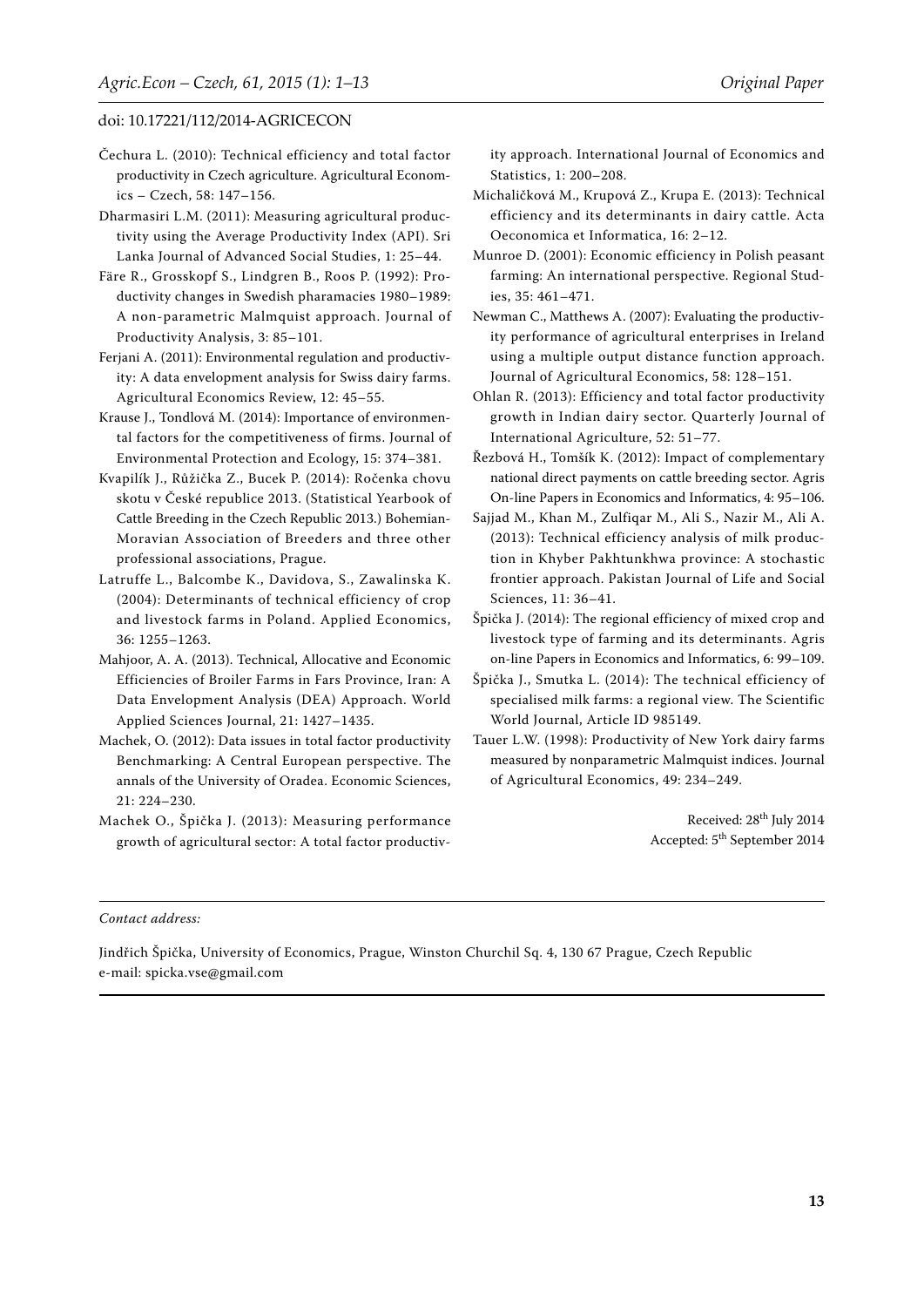Čechura L. (2010): Technical efficiency and total factor productivity in Czech agriculture. Agricultural Economics – Czech, 58: 147–156.

Dharmasiri L.M. (2011): Measuring agricultural productivity using the Average Productivity Index (API). Sri Lanka Journal of Advanced Social Studies, 1: 25–44.

Färe R., Grosskopf S., Lindgren B., Roos P. (1992): Productivity changes in Swedish pharamacies 1980–1989: A non-parametric Malmquist approach. Journal of Productivity Analysis, 3: 85–101.

Ferjani A. (2011): Environmental regulation and productivity: A data envelopment analysis for Swiss dairy farms. Agricultural Economics Review, 12: 45–55.

Krause J., Tondlová M. (2014): Importance of environmental factors for the competitiveness of firms. Journal of Environmental Protection and Ecology, 15: 374–381.

Kvapilík J., Růžička Z., Bucek P. (2014): Ročenka chovu skotu v České republice 2013. (Statistical Yearbook of Cattle Breeding in the Czech Republic 2013.) Bohemian-Moravian Association of Breeders and three other professional associations, Prague.

Latruffe L., Balcombe K., Davidova, S., Zawalinska K. (2004): Determinants of technical efficiency of crop and livestock farms in Poland. Applied Economics, 36: 1255–1263.

Mahjoor, A. A. (2013). Technical, Allocative and Economic Efficiencies of Broiler Farms in Fars Province, Iran: A Data Envelopment Analysis (DEA) Approach. World Applied Sciences Journal, 21: 1427–1435.

Machek, O. (2012): Data issues in total factor productivity Benchmarking: A Central European perspective. The annals of the University of Oradea. Economic Sciences, 21: 224–230.

Machek O., Špička J. (2013): Measuring performance growth of agricultural sector: A total factor productivity approach. International Journal of Economics and Statistics, 1: 200–208.

Michaličková M., Krupová Z., Krupa E. (2013): Technical efficiency and its determinants in dairy cattle. Acta Oeconomica et Informatica, 16: 2–12.

Munroe D. (2001): Economic efficiency in Polish peasant farming: An international perspective. Regional Studies, 35: 461–471.

Newman C., Matthews A. (2007): Evaluating the productivity performance of agricultural enterprises in Ireland using a multiple output distance function approach. Journal of Agricultural Economics, 58: 128–151.

Ohlan R. (2013): Efficiency and total factor productivity growth in Indian dairy sector. Quarterly Journal of International Agriculture, 52: 51–77.

Řezbová H., Tomšík K. (2012): Impact of complementary national direct payments on cattle breeding sector. Agris On-line Papers in Economics and Informatics, 4: 95–106.

Sajjad M., Khan M., Zulfiqar M., Ali S., Nazir M., Ali A. (2013): Technical efficiency analysis of milk production in Khyber Pakhtunkhwa province: A stochastic frontier approach. Pakistan Journal of Life and Social Sciences, 11: 36–41.

Špička J. (2014): The regional efficiency of mixed crop and livestock type of farming and its determinants. Agris on-line Papers in Economics and Informatics, 6: 99–109.

Špička J., Smutka L. (2014): The technical efficiency of specialised milk farms: a regional view. The Scientific World Journal, Article ID 985149.

Tauer L.W. (1998): Productivity of New York dairy farms measured by nonparametric Malmquist indices. Journal of Agricultural Economics, 49: 234–249.

Received: 28th July 2014
Accepted: 5th September 2014

*Contact address:*

Jindřich Špička, University of Economics, Prague, Winston Churchil Sq. 4, 130 67 Prague, Czech Republic
e-mail: spicka.vse@gmail.com